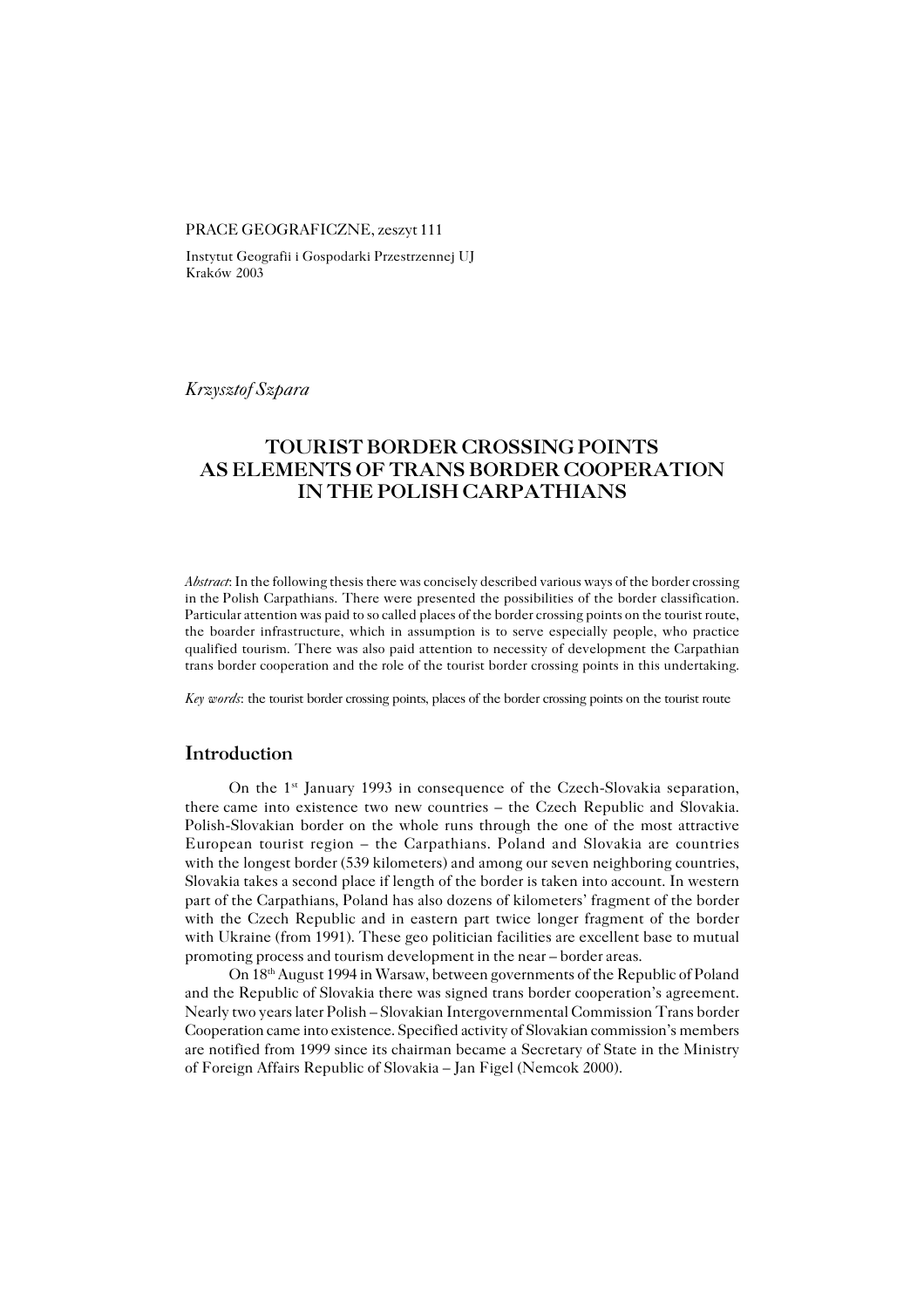PRACE GEOGRAFICZNE, zeszyt 111

Instytut Geografii i Gospodarki Przestrzennej UJ
Kraków 2003

*Krzysztof Szpara*

# TOURIST BORDER CROSSING POINTS AS ELEMENTS OF TRANS BORDER COOPERATION IN THE POLISH CARPATHIANS

*Abstract*: In the following thesis there was concisely described various ways of the border crossing in the Polish Carpathians. There were presented the possibilities of the border classification. Particular attention was paid to so called places of the border crossing points on the tourist route, the boarder infrastructure, which in assumption is to serve especially people, who practice qualified tourism. There was also paid attention to necessity of development the Carpathian trans border cooperation and the role of the tourist border crossing points in this undertaking.

*Key words*: the tourist border crossing points, places of the border crossing points on the tourist route

## Introduction

On the 1st January 1993 in consequence of the Czech-Slovakia separation, there came into existence two new countries – the Czech Republic and Slovakia. Polish-Slovakian border on the whole runs through the one of the most attractive European tourist region – the Carpathians. Poland and Slovakia are countries with the longest border (539 kilometers) and among our seven neighboring countries, Slovakia takes a second place if length of the border is taken into account. In western part of the Carpathians, Poland has also dozens of kilometers' fragment of the border with the Czech Republic and in eastern part twice longer fragment of the border with Ukraine (from 1991). These geo politician facilities are excellent base to mutual promoting process and tourism development in the near – border areas.

On 18th August 1994 in Warsaw, between governments of the Republic of Poland and the Republic of Slovakia there was signed trans border cooperation's agreement. Nearly two years later Polish – Slovakian Intergovernmental Commission Trans border Cooperation came into existence. Specified activity of Slovakian commission's members are notified from 1999 since its chairman became a Secretary of State in the Ministry of Foreign Affairs Republic of Slovakia – Jan Figel (Nemcok 2000).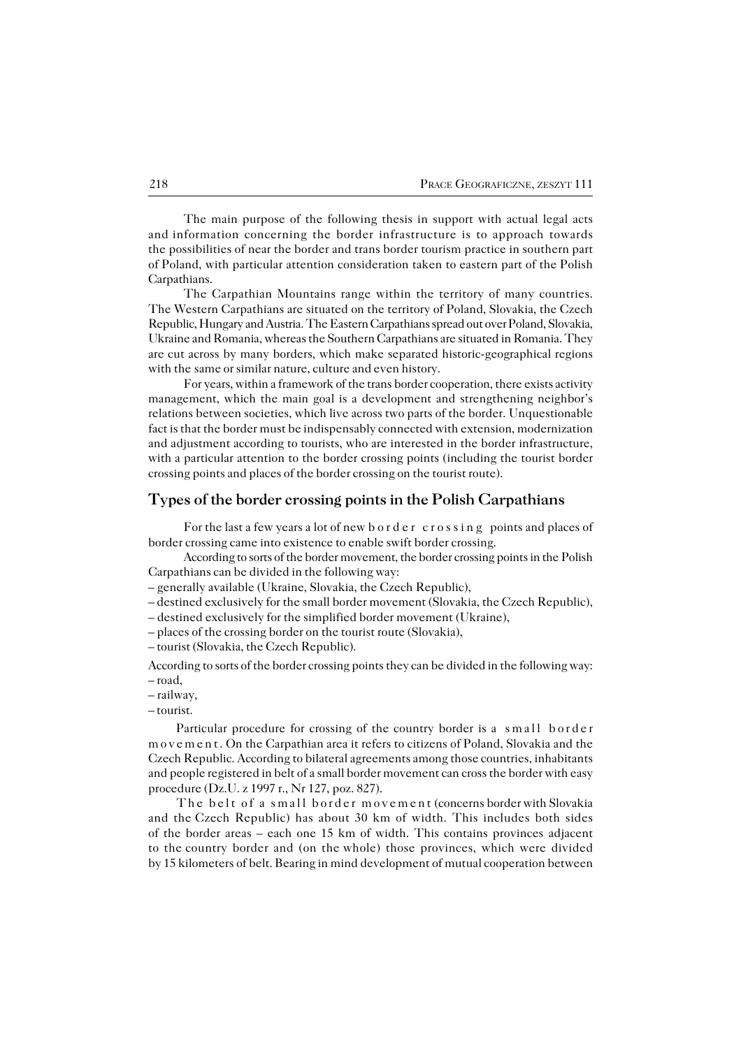The main purpose of the following thesis in support with actual legal acts and information concerning the border infrastructure is to approach towards the possibilities of near the border and trans border tourism practice in southern part of Poland, with particular attention consideration taken to eastern part of the Polish Carpathians.

The Carpathian Mountains range within the territory of many countries. The Western Carpathians are situated on the territory of Poland, Slovakia, the Czech Republic, Hungary and Austria. The Eastern Carpathians spread out over Poland, Slovakia, Ukraine and Romania, whereas the Southern Carpathians are situated in Romania. They are cut across by many borders, which make separated historic-geographical regions with the same or similar nature, culture and even history.

For years, within a framework of the trans border cooperation, there exists activity management, which the main goal is a development and strengthening neighbor's relations between societies, which live across two parts of the border. Unquestionable fact is that the border must be indispensably connected with extension, modernization and adjustment according to tourists, who are interested in the border infrastructure, with a particular attention to the border crossing points (including the tourist border crossing points and places of the border crossing on the tourist route).

## Types of the border crossing points in the Polish Carpathians

For the last a few years a lot of new *border crossing* points and places of border crossing came into existence to enable swift border crossing.

According to sorts of the border movement, the border crossing points in the Polish Carpathians can be divided in the following way:

– generally available (Ukraine, Slovakia, the Czech Republic),
– destined exclusively for the small border movement (Slovakia, the Czech Republic),
– destined exclusively for the simplified border movement (Ukraine),
– places of the crossing border on the tourist route (Slovakia),
– tourist (Slovakia, the Czech Republic).

According to sorts of the border crossing points they can be divided in the following way:

– road,
– railway,
– tourist.

Particular procedure for crossing of the country border is a *small border movement*. On the Carpathian area it refers to citizens of Poland, Slovakia and the Czech Republic. According to bilateral agreements among those countries, inhabitants and people registered in belt of a small border movement can cross the border with easy procedure (Dz.U. z 1997 r., Nr 127, poz. 827).

*The belt of a small border movement* (concerns border with Slovakia and the Czech Republic) has about 30 km of width. This includes both sides of the border areas – each one 15 km of width. This contains provinces adjacent to the country border and (on the whole) those provinces, which were divided by 15 kilometers of belt. Bearing in mind development of mutual cooperation between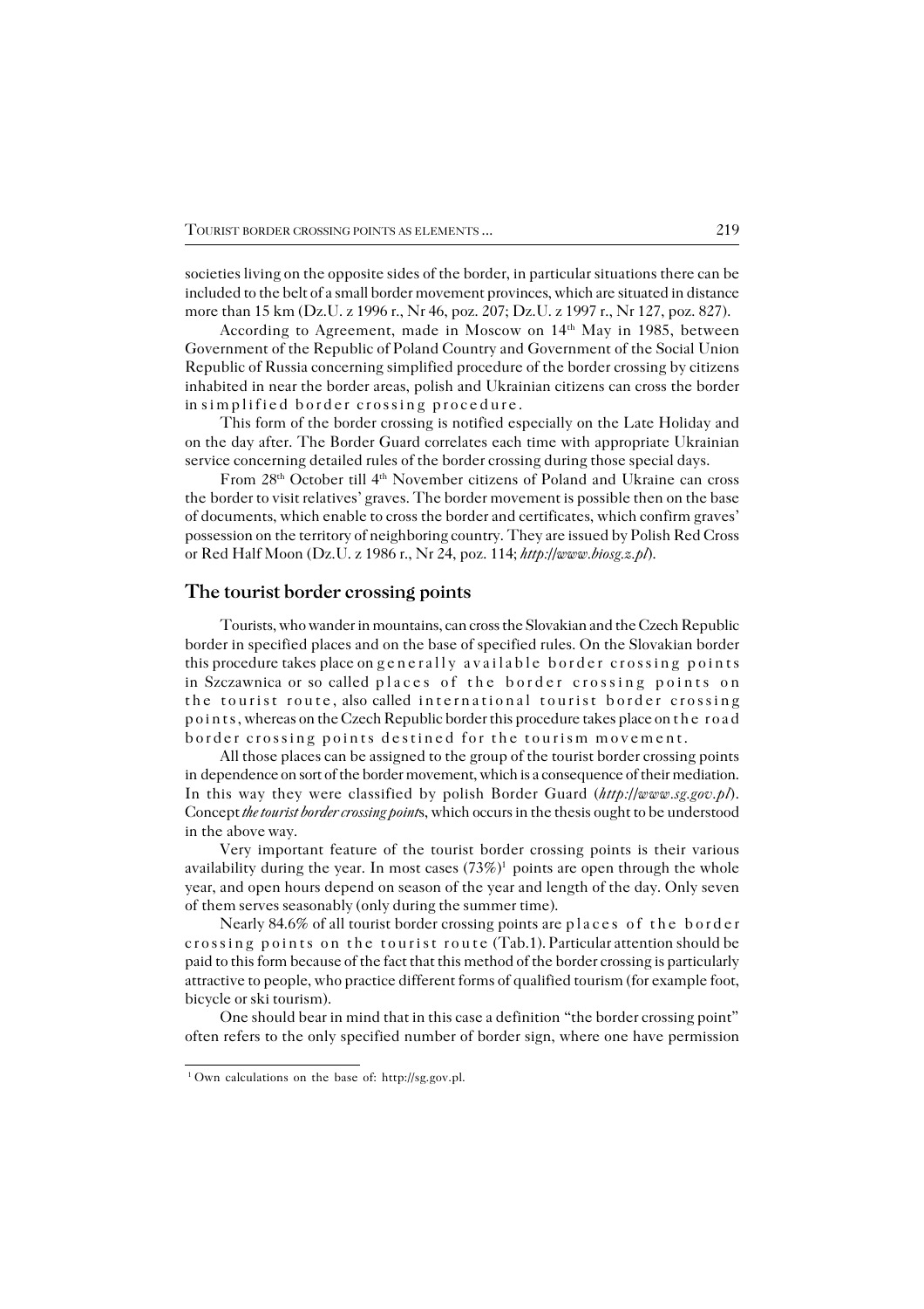societies living on the opposite sides of the border, in particular situations there can be included to the belt of a small border movement provinces, which are situated in distance more than 15 km (Dz.U. z 1996 r., Nr 46, poz. 207; Dz.U. z 1997 r., Nr 127, poz. 827).

According to Agreement, made in Moscow on 14th May in 1985, between Government of the Republic of Poland Country and Government of the Social Union Republic of Russia concerning simplified procedure of the border crossing by citizens inhabited in near the border areas, polish and Ukrainian citizens can cross the border in simplified border crossing procedure.

This form of the border crossing is notified especially on the Late Holiday and on the day after. The Border Guard correlates each time with appropriate Ukrainian service concerning detailed rules of the border crossing during those special days.

From 28th October till 4th November citizens of Poland and Ukraine can cross the border to visit relatives' graves. The border movement is possible then on the base of documents, which enable to cross the border and certificates, which confirm graves' possession on the territory of neighboring country. They are issued by Polish Red Cross or Red Half Moon (Dz.U. z 1986 r., Nr 24, poz. 114; *http://www.biosg.z.pl*).

## The tourist border crossing points

Tourists, who wander in mountains, can cross the Slovakian and the Czech Republic border in specified places and on the base of specified rules. On the Slovakian border this procedure takes place on generally available border crossing points in Szczawnica or so called places of the border crossing points on the tourist route, also called international tourist border crossing points, whereas on the Czech Republic border this procedure takes place on the road border crossing points destined for the tourism movement.

All those places can be assigned to the group of the tourist border crossing points in dependence on sort of the border movement, which is a consequence of their mediation. In this way they were classified by polish Border Guard (*http://www.sg.gov.pl*). Concept *the tourist border crossing points*, which occurs in the thesis ought to be understood in the above way.

Very important feature of the tourist border crossing points is their various availability during the year. In most cases (73%)[1] points are open through the whole year, and open hours depend on season of the year and length of the day. Only seven of them serves seasonably (only during the summer time).

Nearly 84.6% of all tourist border crossing points are places of the border crossing points on the tourist route (Tab.1). Particular attention should be paid to this form because of the fact that this method of the border crossing is particularly attractive to people, who practice different forms of qualified tourism (for example foot, bicycle or ski tourism).

One should bear in mind that in this case a definition "the border crossing point" often refers to the only specified number of border sign, where one have permission

[1] Own calculations on the base of: http://sg.gov.pl.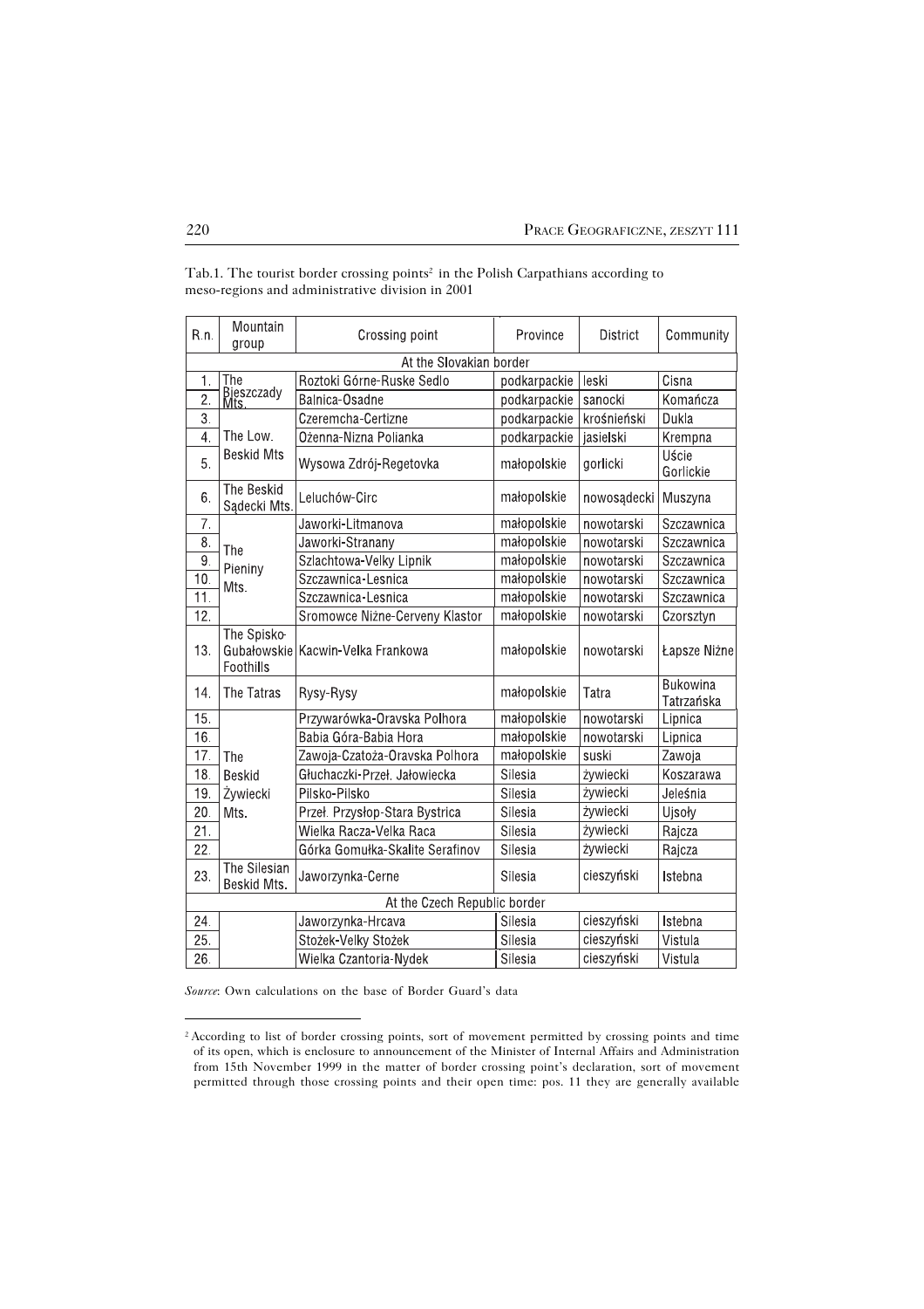Tab.1. The tourist border crossing points[2] in the Polish Carpathians according to meso-regions and administrative division in 2001

| R.n. | Mountain group | Crossing point | Province | District | Community |
|---|---|---|---|---|---|
| At the Slovakian border | | | | | |
| 1. | The Bieszczady Mts. | Roztoki Górne-Ruske Sedlo | podkarpackie | leski | Cisna |
| 2. | | Balnica-Osadne | podkarpackie | sanocki | Komańcza |
| 3. | The Low. Beskid Mts | Czeremcha-Certizne | podkarpackie | krośnieński | Dukla |
| 4. | | Ożenna-Nizna Polianka | podkarpackie | jasielski | Krempna |
| 5. | | Wysowa Zdrój-Regetovka | małopolskie | gorlicki | Uście Gorlickie |
| 6. | The Beskid Sądecki Mts. | Leluchów-Circ | małopolskie | nowosądecki | Muszyna |
| 7. | The Pieniny Mts. | Jaworki-Litmanova | małopolskie | nowotarski | Szczawnica |
| 8. | | Jaworki-Stranany | małopolskie | nowotarski | Szczawnica |
| 9. | | Szlachtowa-Velky Lipnik | małopolskie | nowotarski | Szczawnica |
| 10. | | Szczawnica-Lesnica | małopolskie | nowotarski | Szczawnica |
| 11. | | Szczawnica-Lesnica | małopolskie | nowotarski | Szczawnica |
| 12. | | Sromowce Niżne-Cerveny Klastor | małopolskie | nowotarski | Czorsztyn |
| 13. | The Spisko-Gubałowskie Foothills | Kacwin-Velka Frankowa | małopolskie | nowotarski | Łapsze Niżne |
| 14. | The Tatras | Rysy-Rysy | małopolskie | Tatra | Bukowina Tatrzańska |
| 15. | The Beskid Żywiecki Mts. | Przywarówka-Oravska Polhora | małopolskie | nowotarski | Lipnica |
| 16. | | Babia Góra-Babia Hora | małopolskie | nowotarski | Lipnica |
| 17. | | Zawoja-Czatoża-Oravska Polhora | małopolskie | suski | Zawoja |
| 18. | | Głuchaczki-Przeł. Jałowiecka | Silesia | żywiecki | Koszarawa |
| 19. | | Pilsko-Pilsko | Silesia | żywiecki | Jeleśnia |
| 20. | | Przeł. Przysłop-Stara Bystrica | Silesia | żywiecki | Ujsoły |
| 21. | | Wielka Racza-Velka Raca | Silesia | żywiecki | Rajcza |
| 22. | | Górka Gomułka-Skalite Serafinov | Silesia | żywiecki | Rajcza |
| 23. | The Silesian Beskid Mts. | Jaworzynka-Cerne | Silesia | cieszyński | Istebna |
| At the Czech Republic border | | | | | |
| 24. | | Jaworzynka-Hrcava | Silesia | cieszyński | Istebna |
| 25. | | Stożek-Velky Stożek | Silesia | cieszyński | Vistula |
| 26. | | Wielka Czantoria-Nydek | Silesia | cieszyński | Vistula |

*Source*: Own calculations on the base of Border Guard's data

[2] According to list of border crossing points, sort of movement permitted by crossing points and time of its open, which is enclosure to announcement of the Minister of Internal Affairs and Administration from 15th November 1999 in the matter of border crossing point's declaration, sort of movement permitted through those crossing points and their open time: pos. 11 they are generally available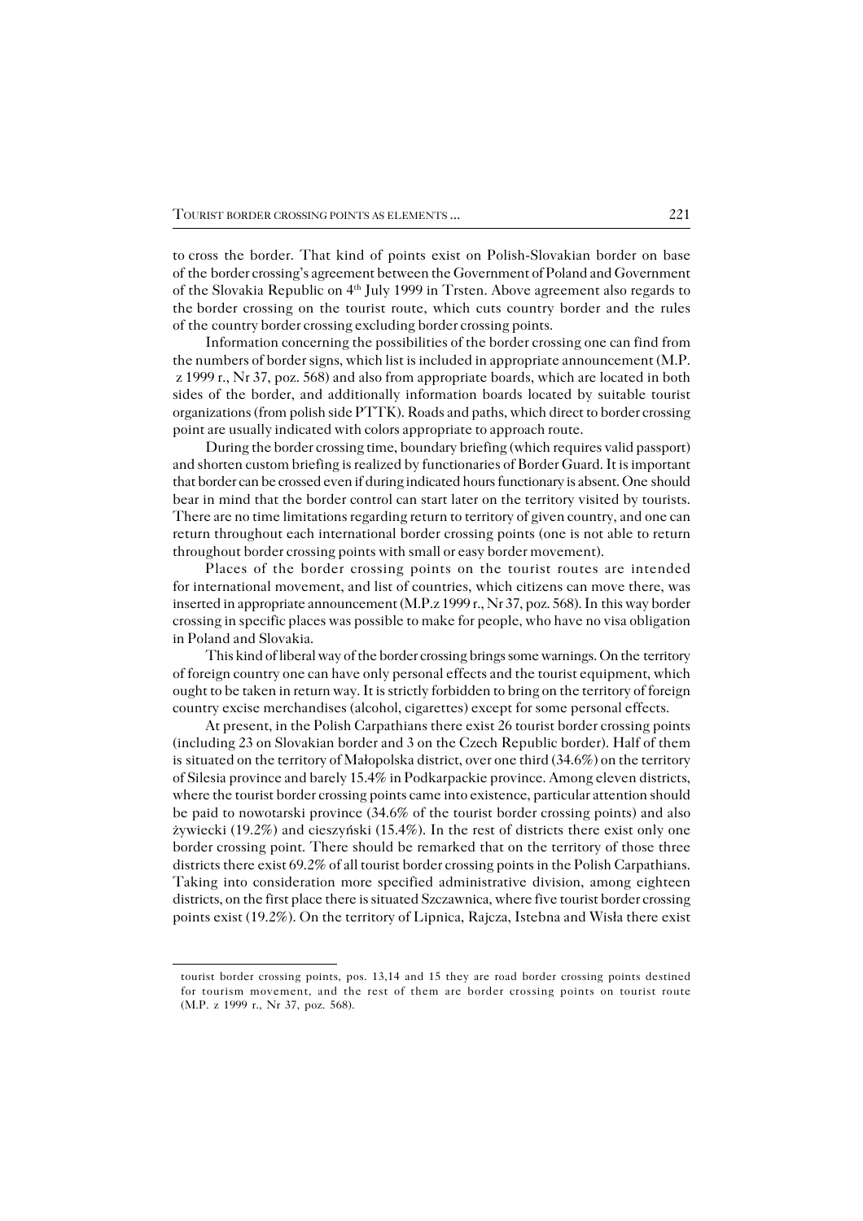to cross the border. That kind of points exist on Polish-Slovakian border on base of the border crossing's agreement between the Government of Poland and Government of the Slovakia Republic on 4th July 1999 in Trsten. Above agreement also regards to the border crossing on the tourist route, which cuts country border and the rules of the country border crossing excluding border crossing points.

Information concerning the possibilities of the border crossing one can find from the numbers of border signs, which list is included in appropriate announcement (M.P. z 1999 r., Nr 37, poz. 568) and also from appropriate boards, which are located in both sides of the border, and additionally information boards located by suitable tourist organizations (from polish side PTTK). Roads and paths, which direct to border crossing point are usually indicated with colors appropriate to approach route.

During the border crossing time, boundary briefing (which requires valid passport) and shorten custom briefing is realized by functionaries of Border Guard. It is important that border can be crossed even if during indicated hours functionary is absent. One should bear in mind that the border control can start later on the territory visited by tourists. There are no time limitations regarding return to territory of given country, and one can return throughout each international border crossing points (one is not able to return throughout border crossing points with small or easy border movement).

Places of the border crossing points on the tourist routes are intended for international movement, and list of countries, which citizens can move there, was inserted in appropriate announcement (M.P.z 1999 r., Nr 37, poz. 568). In this way border crossing in specific places was possible to make for people, who have no visa obligation in Poland and Slovakia.

This kind of liberal way of the border crossing brings some warnings. On the territory of foreign country one can have only personal effects and the tourist equipment, which ought to be taken in return way. It is strictly forbidden to bring on the territory of foreign country excise merchandises (alcohol, cigarettes) except for some personal effects.

At present, in the Polish Carpathians there exist 26 tourist border crossing points (including 23 on Slovakian border and 3 on the Czech Republic border). Half of them is situated on the territory of Małopolska district, over one third (34.6%) on the territory of Silesia province and barely 15.4% in Podkarpackie province. Among eleven districts, where the tourist border crossing points came into existence, particular attention should be paid to nowotarski province (34.6% of the tourist border crossing points) and also żywiecki (19.2%) and cieszyński (15.4%). In the rest of districts there exist only one border crossing point. There should be remarked that on the territory of those three districts there exist 69.2% of all tourist border crossing points in the Polish Carpathians. Taking into consideration more specified administrative division, among eighteen districts, on the first place there is situated Szczawnica, where five tourist border crossing points exist (19.2%). On the territory of Lipnica, Rajcza, Istebna and Wisła there exist

---

tourist border crossing points, pos. 13,14 and 15 they are road border crossing points destined for tourism movement, and the rest of them are border crossing points on tourist route (M.P. z 1999 r., Nr 37, poz. 568).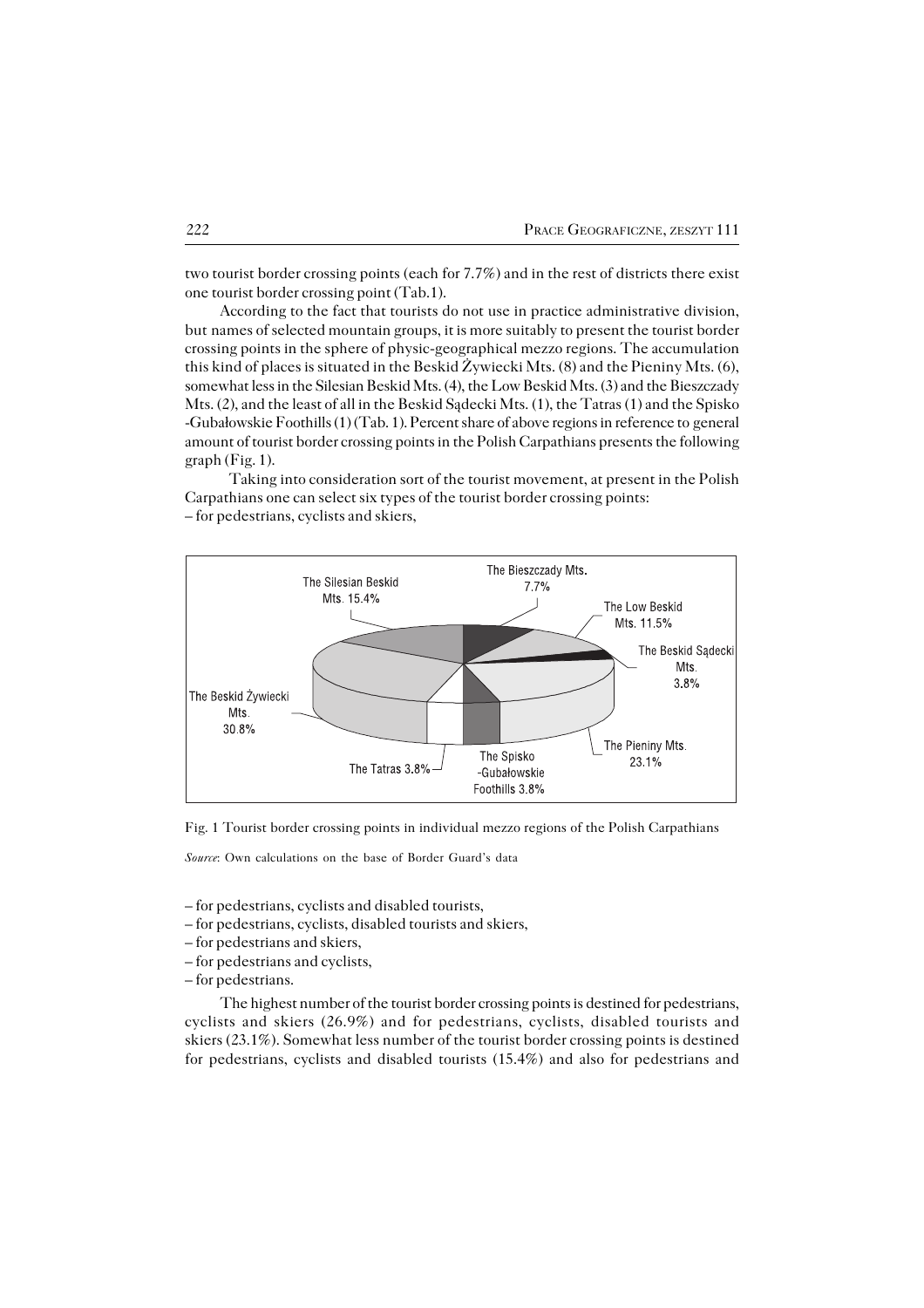two tourist border crossing points (each for 7.7%) and in the rest of districts there exist one tourist border crossing point (Tab.1).

According to the fact that tourists do not use in practice administrative division, but names of selected mountain groups, it is more suitably to present the tourist border crossing points in the sphere of physic-geographical mezzo regions. The accumulation this kind of places is situated in the Beskid Żywiecki Mts. (8) and the Pieniny Mts. (6), somewhat less in the Silesian Beskid Mts. (4), the Low Beskid Mts. (3) and the Bieszczady Mts. (2), and the least of all in the Beskid Sądecki Mts. (1), the Tatras (1) and the Spisko -Gubałowskie Foothills (1) (Tab. 1). Percent share of above regions in reference to general amount of tourist border crossing points in the Polish Carpathians presents the following graph (Fig. 1).

Taking into consideration sort of the tourist movement, at present in the Polish Carpathians one can select six types of the tourist border crossing points:

– for pedestrians, cyclists and skiers,

Fig. 1 Tourist border crossing points in individual mezzo regions of the Polish Carpathians

*Source*: Own calculations on the base of Border Guard's data

– for pedestrians, cyclists and disabled tourists,

– for pedestrians, cyclists, disabled tourists and skiers,

– for pedestrians and skiers,

– for pedestrians and cyclists,

– for pedestrians.

The highest number of the tourist border crossing points is destined for pedestrians, cyclists and skiers (26.9%) and for pedestrians, cyclists, disabled tourists and skiers (23.1%). Somewhat less number of the tourist border crossing points is destined for pedestrians, cyclists and disabled tourists (15.4%) and also for pedestrians and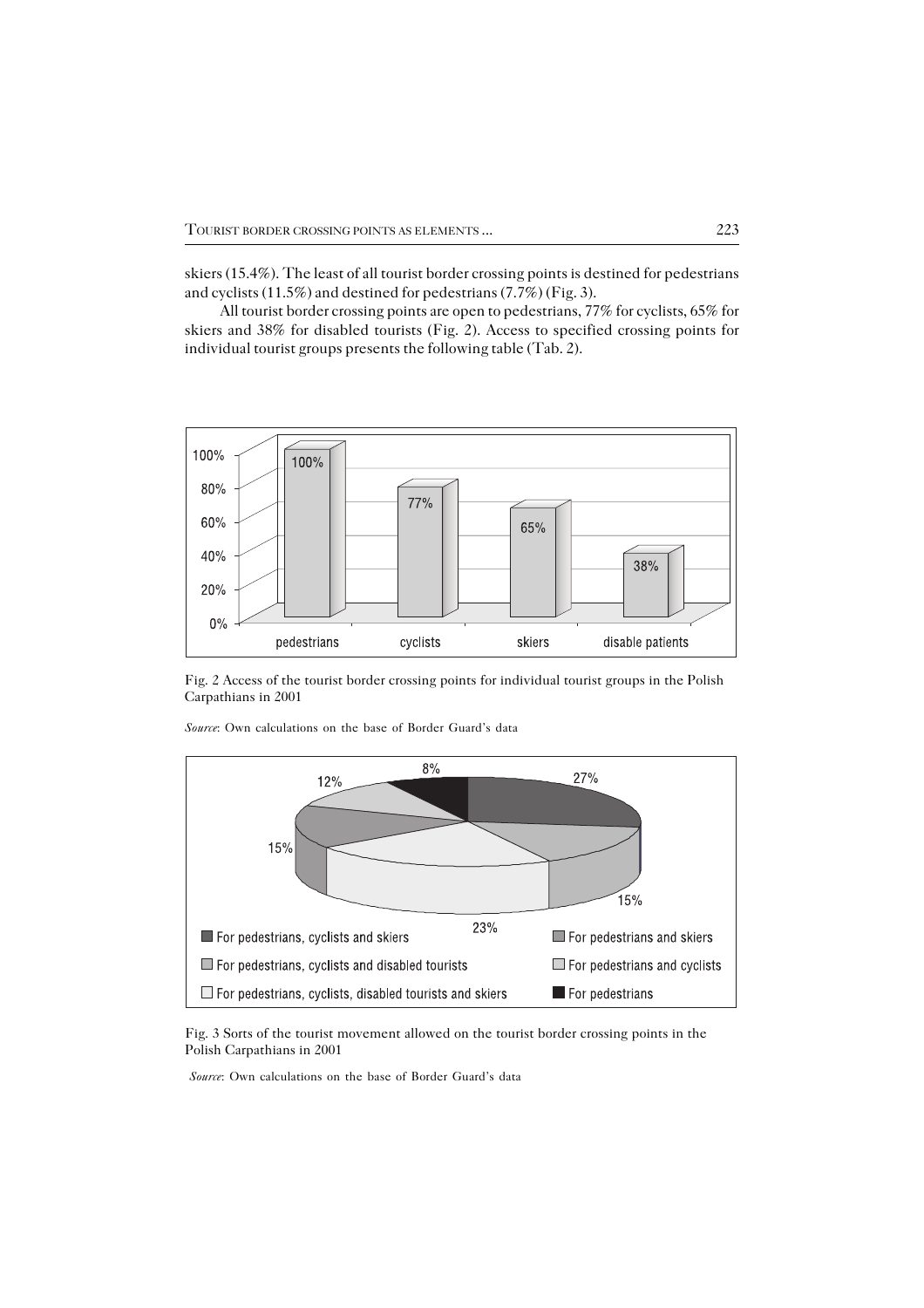skiers (15.4%). The least of all tourist border crossing points is destined for pedestrians and cyclists (11.5%) and destined for pedestrians (7.7%) (Fig. 3).

All tourist border crossing points are open to pedestrians, 77% for cyclists, 65% for skiers and 38% for disabled tourists (Fig. 2). Access to specified crossing points for individual tourist groups presents the following table (Tab. 2).

Fig. 2 Access of the tourist border crossing points for individual tourist groups in the Polish Carpathians in 2001

*Source*: Own calculations on the base of Border Guard's data

Fig. 3 Sorts of the tourist movement allowed on the tourist border crossing points in the Polish Carpathians in 2001

*Source*: Own calculations on the base of Border Guard's data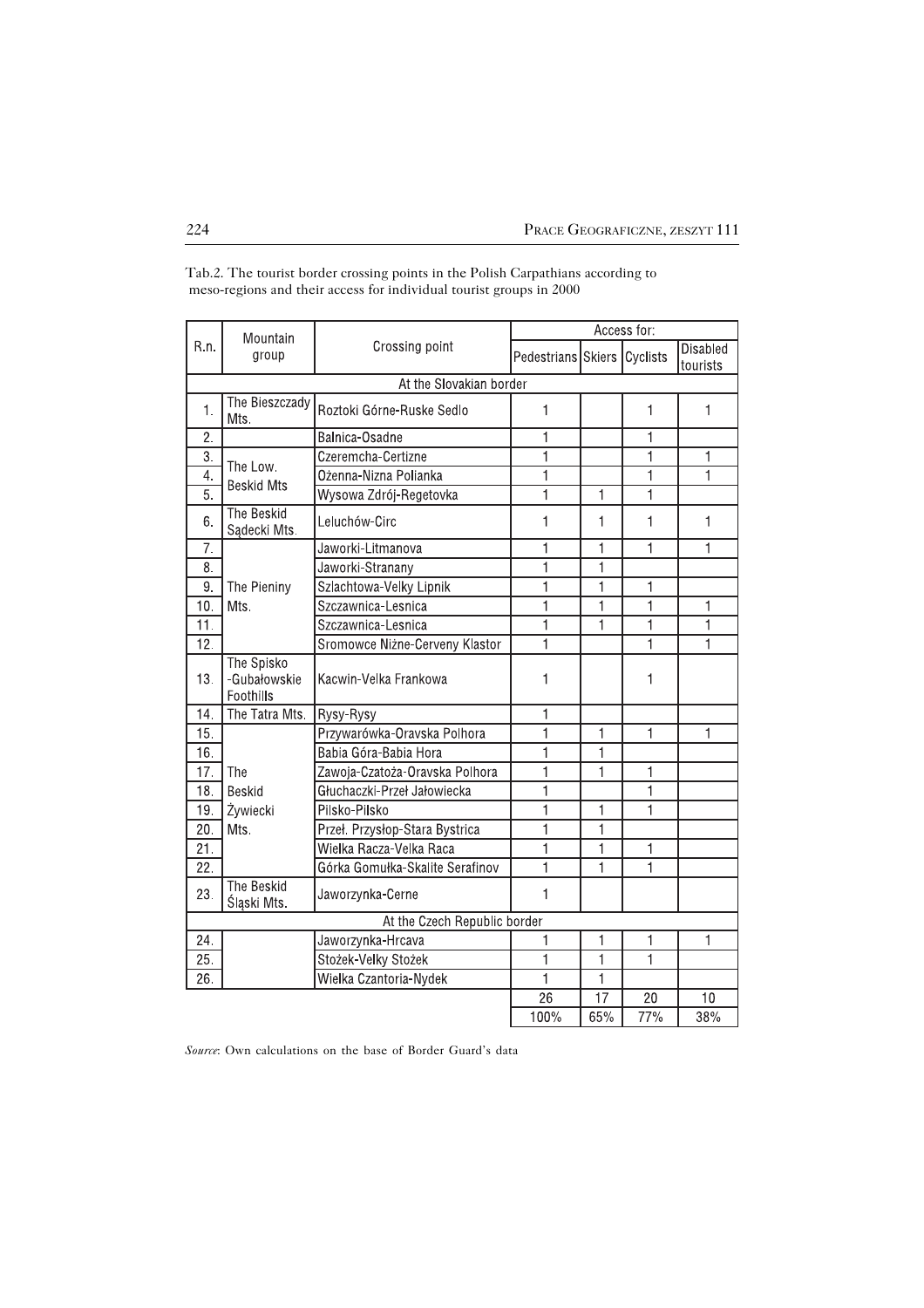Tab.2. The tourist border crossing points in the Polish Carpathians according to meso-regions and their access for individual tourist groups in 2000

| R.n. | Mountain group | Crossing point | Access for: | | | |
|---|---|---|---|---|---|---|
| | | | Pedestrians | Skiers | Cyclists | Disabled tourists |
| At the Slovakian border | | | | | | |
| 1. | The Bieszczady Mts. | Roztoki Górne-Ruske Sedlo | 1 | | 1 | 1 |
| 2. | The Low. Beskid Mts | Balnica-Osadne | 1 | | 1 | |
| 3. | | Czeremcha-Certizne | 1 | | 1 | 1 |
| 4. | | Ożenna-Nizna Polianka | 1 | | 1 | 1 |
| 5. | | Wysowa Zdrój-Regetovka | 1 | 1 | 1 | |
| 6. | The Beskid Sądecki Mts. | Leluchów-Circ | 1 | 1 | 1 | 1 |
| 7. | The Pieniny Mts. | Jaworki-Litmanova | 1 | 1 | 1 | 1 |
| 8. | | Jaworki-Stranany | 1 | 1 | | |
| 9. | | Szlachtowa-Velky Lipnik | 1 | 1 | 1 | |
| 10. | | Szczawnica-Lesnica | 1 | 1 | 1 | 1 |
| 11. | | Szczawnica-Lesnica | 1 | 1 | 1 | 1 |
| 12. | | Sromowce Niżne-Cerveny Klastor | 1 | | 1 | 1 |
| 13. | The Spisko -Gubałowskie Foothills | Kacwin-Velka Frankowa | 1 | | 1 | |
| 14. | The Tatra Mts. | Rysy-Rysy | 1 | | | |
| 15. | The Beskid Żywiecki Mts. | Przywarówka-Oravska Polhora | 1 | 1 | 1 | 1 |
| 16. | | Babia Góra-Babia Hora | 1 | 1 | | |
| 17. | | Zawoja-Czatoża-Oravska Polhora | 1 | 1 | 1 | |
| 18. | | Głuchaczki-Przeł Jałowiecka | 1 | | 1 | |
| 19. | | Pilsko-Pilsko | 1 | 1 | 1 | |
| 20. | | Przeł. Przysłop-Stara Bystrica | 1 | 1 | | |
| 21. | | Wielka Racza-Velka Raca | 1 | 1 | 1 | |
| 22. | | Górka Gomułka-Skalite Serafinov | 1 | 1 | 1 | |
| 23. | The Beskid Śląski Mts. | Jaworzynka-Cerne | 1 | | | |
| At the Czech Republic border | | | | | | |
| 24. | | Jaworzynka-Hrcava | 1 | 1 | 1 | 1 |
| 25. | | Stożek-Velky Stożek | 1 | 1 | 1 | |
| 26. | | Wielka Czantoria-Nydek | 1 | 1 | | |
| | | | 26 | 17 | 20 | 10 |
| | | | 100% | 65% | 77% | 38% |

*Source*: Own calculations on the base of Border Guard's data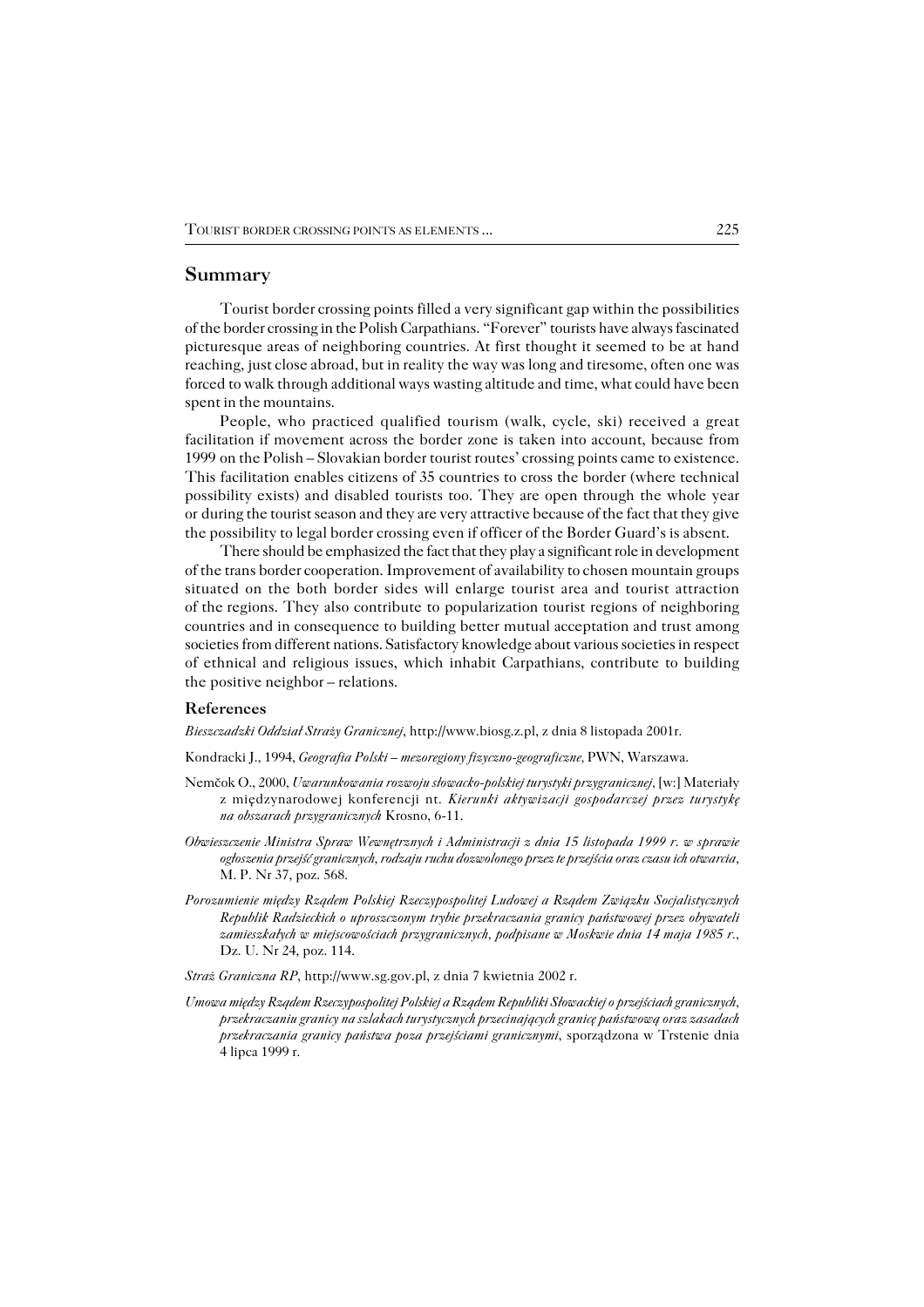## Summary

Tourist border crossing points filled a very significant gap within the possibilities of the border crossing in the Polish Carpathians. "Forever" tourists have always fascinated picturesque areas of neighboring countries. At first thought it seemed to be at hand reaching, just close abroad, but in reality the way was long and tiresome, often one was forced to walk through additional ways wasting altitude and time, what could have been spent in the mountains.

People, who practiced qualified tourism (walk, cycle, ski) received a great facilitation if movement across the border zone is taken into account, because from 1999 on the Polish – Slovakian border tourist routes' crossing points came to existence. This facilitation enables citizens of 35 countries to cross the border (where technical possibility exists) and disabled tourists too. They are open through the whole year or during the tourist season and they are very attractive because of the fact that they give the possibility to legal border crossing even if officer of the Border Guard's is absent.

There should be emphasized the fact that they play a significant role in development of the trans border cooperation. Improvement of availability to chosen mountain groups situated on the both border sides will enlarge tourist area and tourist attraction of the regions. They also contribute to popularization tourist regions of neighboring countries and in consequence to building better mutual acceptation and trust among societies from different nations. Satisfactory knowledge about various societies in respect of ethnical and religious issues, which inhabit Carpathians, contribute to building the positive neighbor – relations.

### References

*Bieszczadzki Oddział Straży Granicznej*, http://www.biosg.z.pl, z dnia 8 listopada 2001r.

Kondracki J., 1994, *Geografia Polski – mezoregiony fizyczno-geograficzne*, PWN, Warszawa.

Nemčok O., 2000, *Uwarunkowania rozwoju słowacko-polskiej turystyki przygranicznej*, [w:] Materiały z międzynarodowej konferencji nt. *Kierunki aktywizacji gospodarczej przez turystykę na obszarach przygranicznych* Krosno, 6-11.

*Obwieszczenie Ministra Spraw Wewnętrznych i Administracji z dnia 15 listopada 1999 r. w sprawie ogłoszenia przejść granicznych, rodzaju ruchu dozwolonego przez te przejścia oraz czasu ich otwarcia*, M. P. Nr 37, poz. 568.

*Porozumienie między Rządem Polskiej Rzeczypospolitej Ludowej a Rządem Związku Socjalistycznych Republik Radzieckich o uproszczonym trybie przekraczania granicy państwowej przez obywateli zamieszkałych w miejscowościach przygranicznych, podpisane w Moskwie dnia 14 maja 1985 r.*, Dz. U. Nr 24, poz. 114.

*Straż Graniczna RP*, http://www.sg.gov.pl, z dnia 7 kwietnia 2002 r.

*Umowa między Rządem Rzeczypospolitej Polskiej a Rządem Republiki Słowackiej o przejściach granicznych, przekraczaniu granicy na szlakach turystycznych przecinających granicę państwową oraz zasadach przekraczania granicy państwa poza przejściami granicznymi*, sporządzona w Trstenie dnia 4 lipca 1999 r.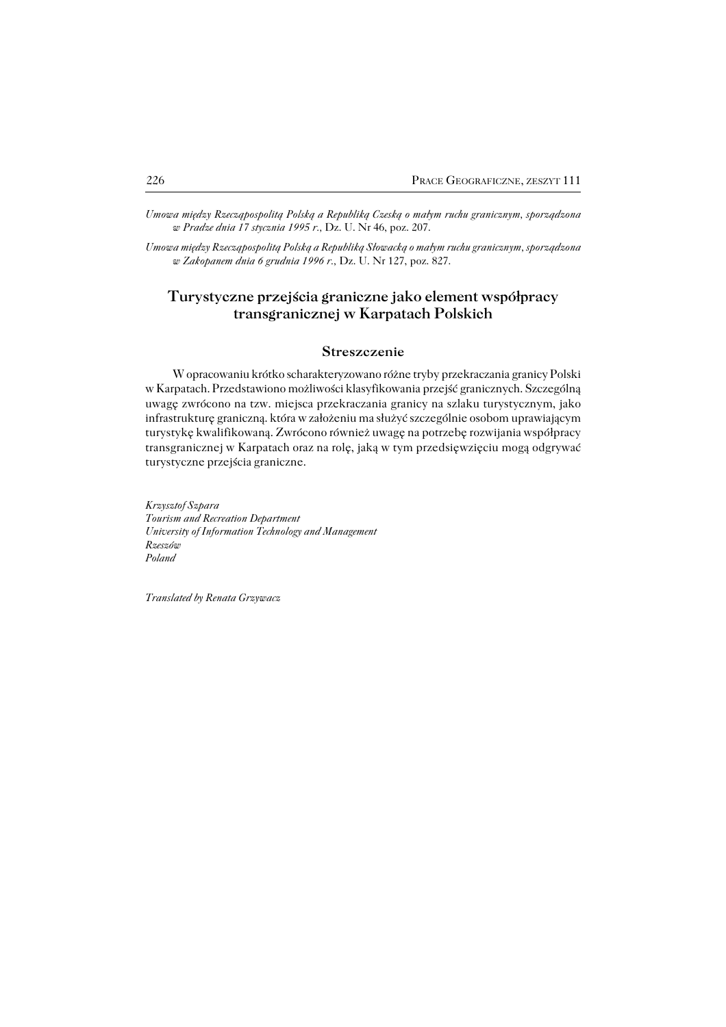*Umowa między Rzecząpospolitą Polską a Republiką Czeską o małym ruchu granicznym, sporządzona w Pradze dnia 17 stycznia 1995 r.*, Dz. U. Nr 46, poz. 207.

*Umowa między Rzecząpospolitą Polską a Republiką Słowacką o małym ruchu granicznym, sporządzona w Zakopanem dnia 6 grudnia 1996 r.*, Dz. U. Nr 127, poz. 827.

## Turystyczne przejścia graniczne jako element współpracy transgranicznej w Karpatach Polskich

### Streszczenie

W opracowaniu krótko scharakteryzowano różne tryby przekraczania granicy Polski w Karpatach. Przedstawiono możliwości klasyfikowania przejść granicznych. Szczególną uwagę zwrócono na tzw. miejsca przekraczania granicy na szlaku turystycznym, jako infrastrukturę graniczną. która w założeniu ma służyć szczególnie osobom uprawiającym turystykę kwalifikowaną. Zwrócono również uwagę na potrzebę rozwijania współpracy transgranicznej w Karpatach oraz na rolę, jaką w tym przedsięwzięciu mogą odgrywać turystyczne przejścia graniczne.

*Krzysztof Szpara*
*Tourism and Recreation Department*
*University of Information Technology and Management*
*Rzeszów*
*Poland*

*Translated by Renata Grzywacz*